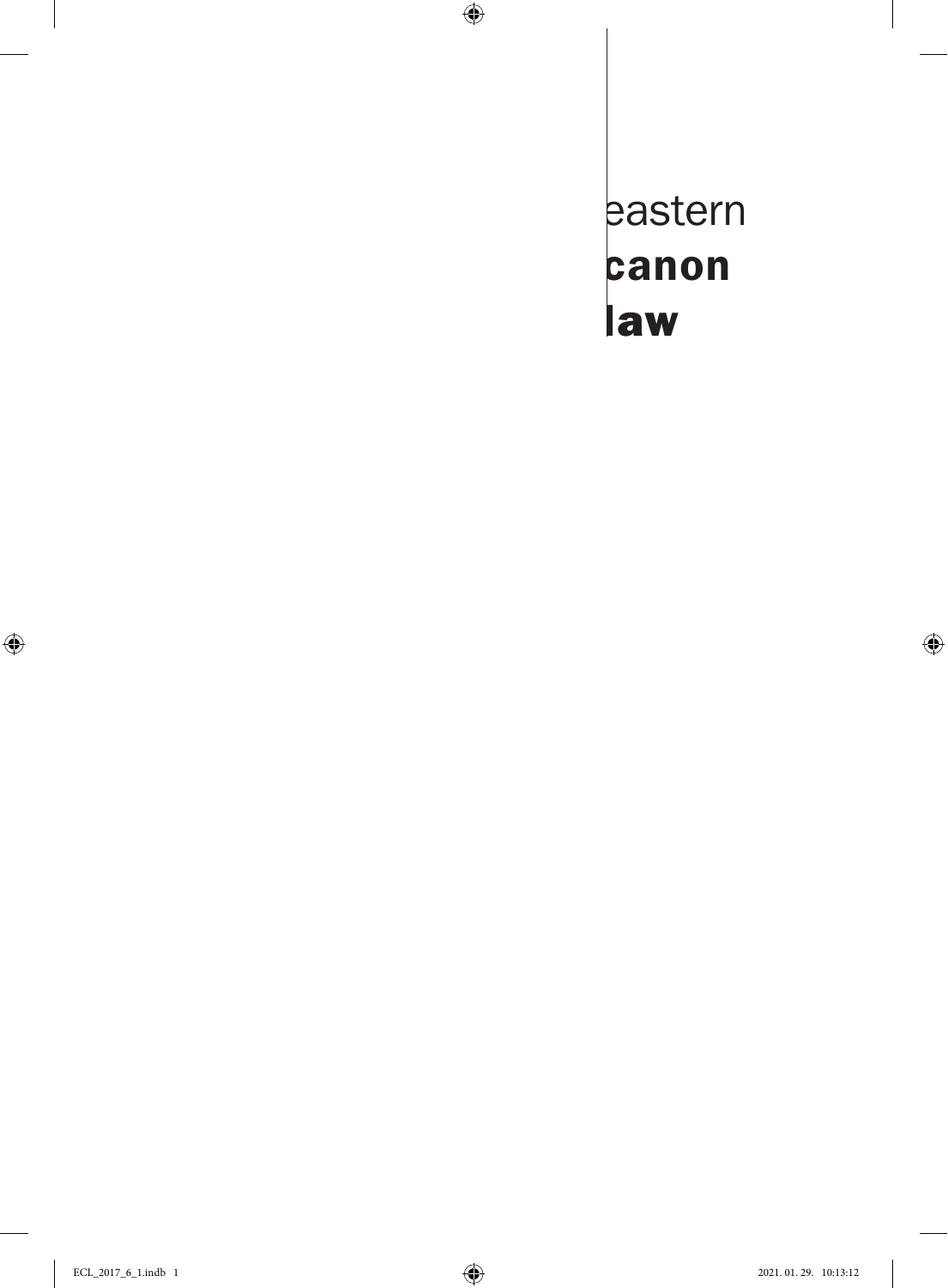eastern
**canon**
**law**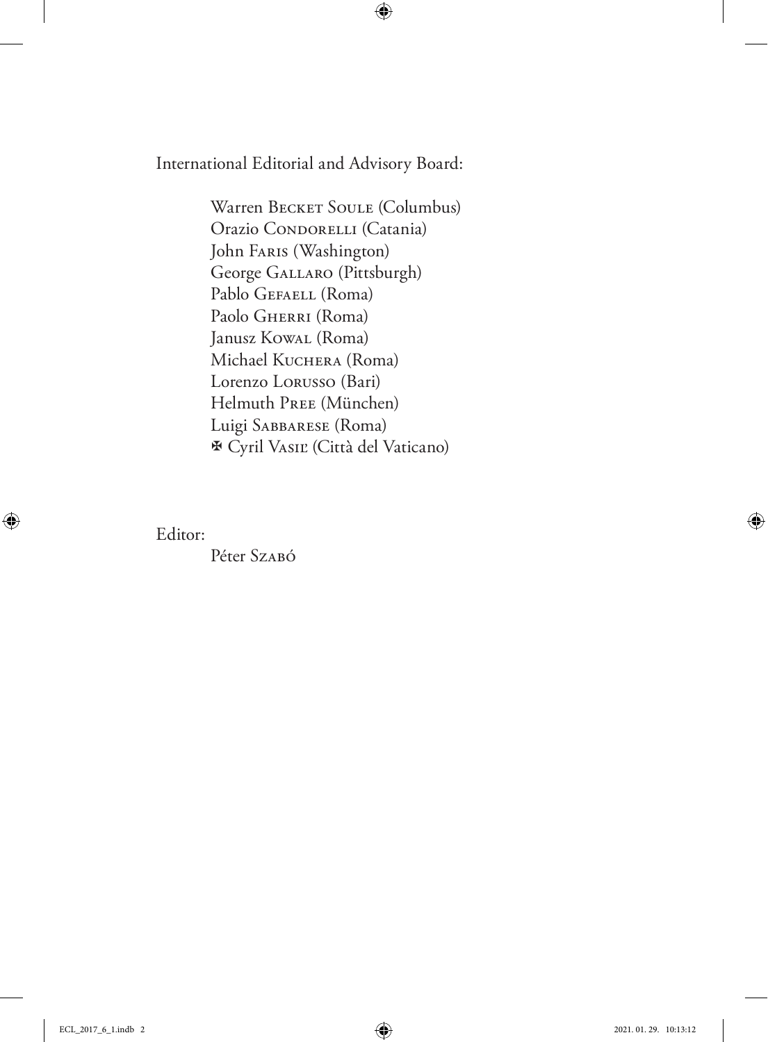International Editorial and Advisory Board:

Warren Becket Soule (Columbus)
Orazio Condorelli (Catania)
John Faris (Washington)
George Gallaro (Pittsburgh)
Pablo Gefaell (Roma)
Paolo Gherri (Roma)
Janusz Kowal (Roma)
Michael Kuchera (Roma)
Lorenzo Lorusso (Bari)
Helmuth Pree (München)
Luigi Sabbarese (Roma)
✠ Cyril Vasiľ (Città del Vaticano)

Editor:

Péter Szabó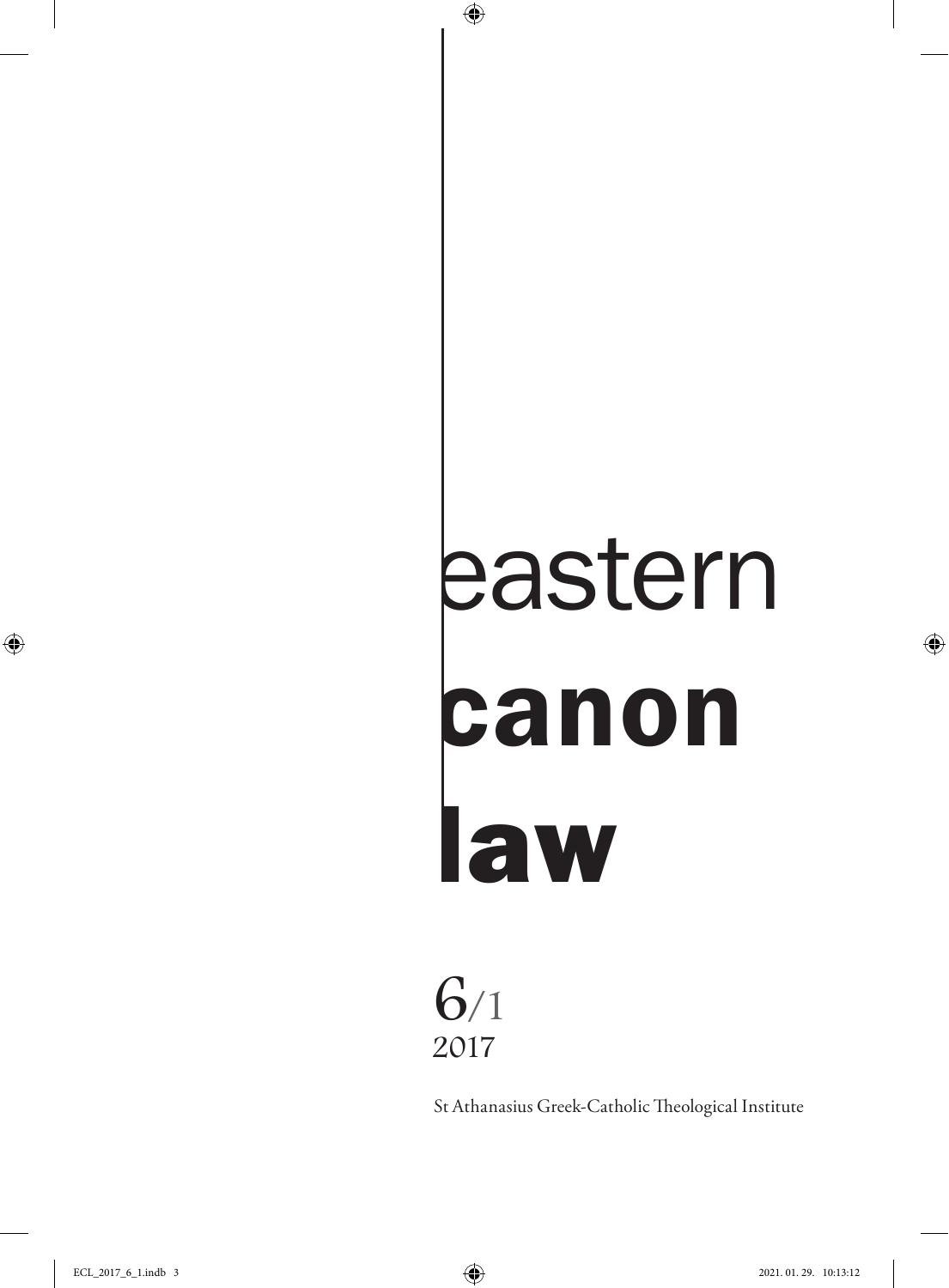# eastern canon law

6/1
2017

St Athanasius Greek-Catholic Theological Institute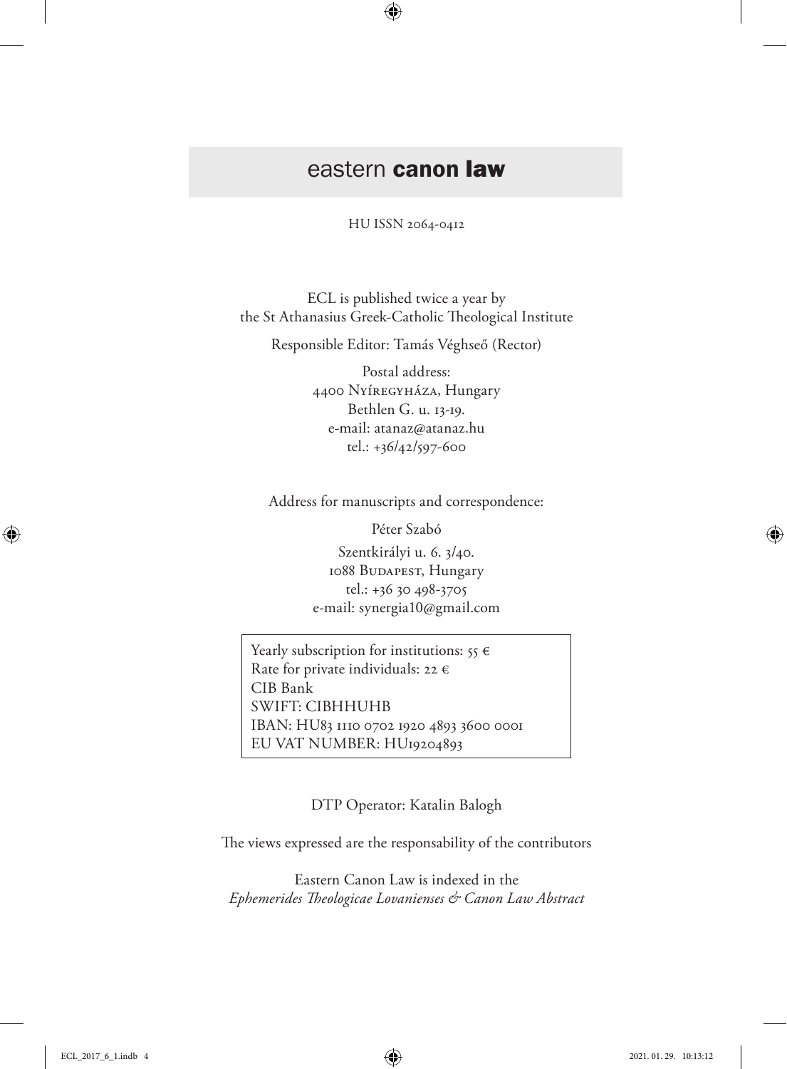# eastern **canon law**

HU ISSN 2064-0412

ECL is published twice a year by
the St Athanasius Greek-Catholic Theological Institute

Responsible Editor: Tamás Véghseő (Rector)

Postal address:
4400 Nyíregyháza, Hungary
Bethlen G. u. 13-19.
e-mail: atanaz@atanaz.hu
tel.: +36/42/597-600

Address for manuscripts and correspondence:

Péter Szabó

Szentkirályi u. 6. 3/40.
1088 Budapest, Hungary
tel.: +36 30 498-3705
e-mail: synergia10@gmail.com

Yearly subscription for institutions: 55 €
Rate for private individuals: 22 €
CIB Bank
SWIFT: CIBHHUHB
IBAN: HU83 1110 0702 1920 4893 3600 0001
EU VAT NUMBER: HU19204893

DTP Operator: Katalin Balogh

The views expressed are the responsability of the contributors

Eastern Canon Law is indexed in the
*Ephemerides Theologicae Lovanienses & Canon Law Abstract*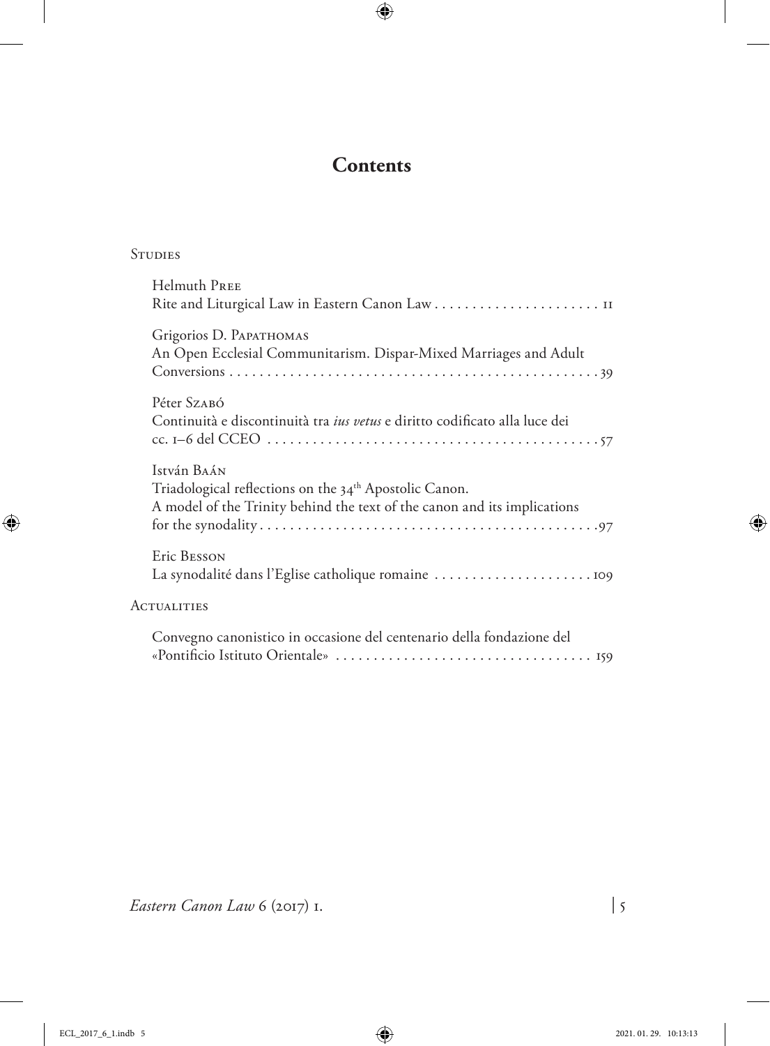# Contents

## Studies

Helmuth Pree
Rite and Liturgical Law in Eastern Canon Law . . . . . . . . . . . . . . . . . . . . . . 11

Grigorios D. Papathomas
An Open Ecclesial Communitarism. Dispar-Mixed Marriages and Adult Conversions . . . . . . . . . . . . . . . . . . . . . . . . . . . . . . . . . . . . . . . . . . . . . . . . 39

Péter Szabó
Continuità e discontinuità tra *ius vetus* e diritto codificato alla luce dei cc. 1–6 del CCEO . . . . . . . . . . . . . . . . . . . . . . . . . . . . . . . . . . . . . . . . . . . . 57

István Baán
Triadological reflections on the 34th Apostolic Canon.
A model of the Trinity behind the text of the canon and its implications for the synodality . . . . . . . . . . . . . . . . . . . . . . . . . . . . . . . . . . . . . . . . . . . . 97

Eric Besson
La synodalité dans l'Eglise catholique romaine . . . . . . . . . . . . . . . . . . . . . 109

## Actualities

Convegno canonistico in occasione del centenario della fondazione del «Pontificio Istituto Orientale» . . . . . . . . . . . . . . . . . . . . . . . . . . . . . . . . . . 159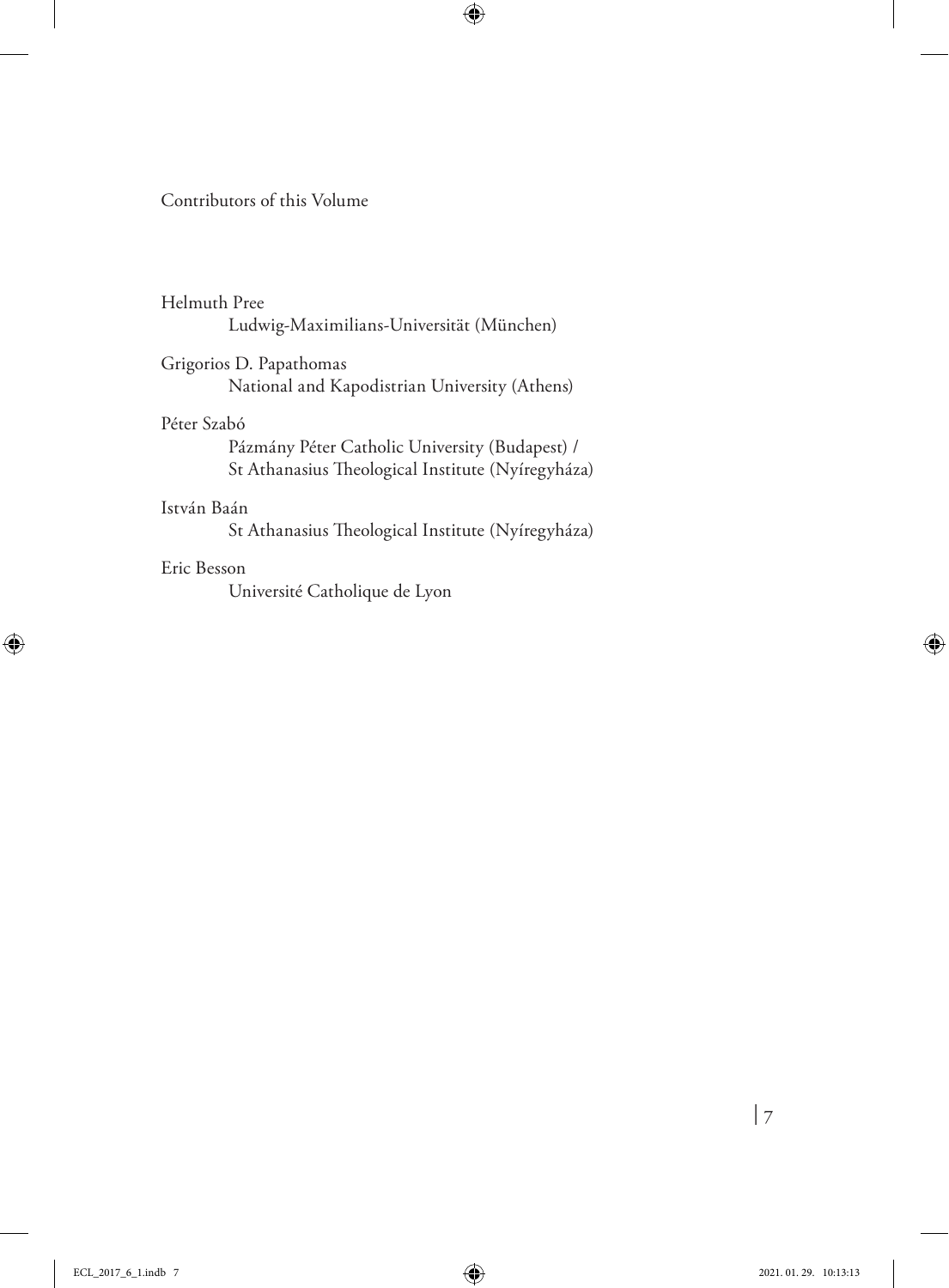# Contributors of this Volume

Helmuth Pree
Ludwig-Maximilians-Universität (München)

Grigorios D. Papathomas
National and Kapodistrian University (Athens)

Péter Szabó
Pázmány Péter Catholic University (Budapest) /
St Athanasius Theological Institute (Nyíregyháza)

István Baán
St Athanasius Theological Institute (Nyíregyháza)

Eric Besson
Université Catholique de Lyon